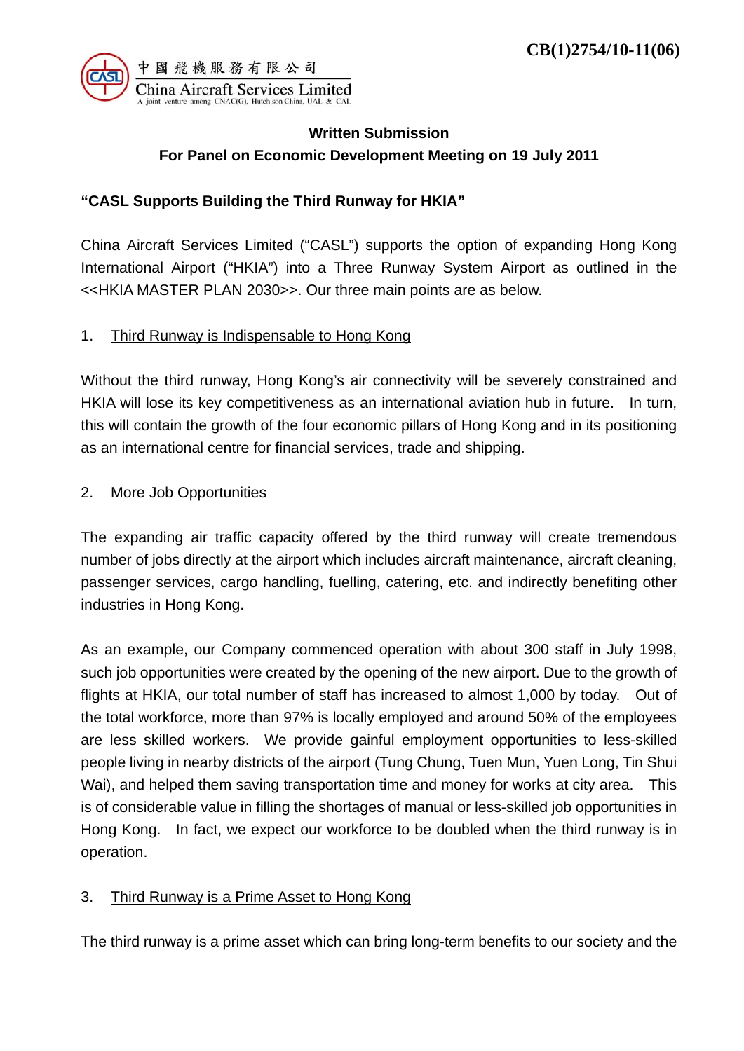CB(1)2754/10-11(06)

中國飛機服務有限公司
China Aircraft Services Limited
A joint venture among CNAC(G), Hutchison China, UAL & CAL

**Written Submission**
**For Panel on Economic Development Meeting on 19 July 2011**

**"CASL Supports Building the Third Runway for HKIA"**

China Aircraft Services Limited ("CASL") supports the option of expanding Hong Kong International Airport ("HKIA") into a Three Runway System Airport as outlined in the <<HKIA MASTER PLAN 2030>>. Our three main points are as below.

1. Third Runway is Indispensable to Hong Kong

Without the third runway, Hong Kong's air connectivity will be severely constrained and HKIA will lose its key competitiveness as an international aviation hub in future. In turn, this will contain the growth of the four economic pillars of Hong Kong and in its positioning as an international centre for financial services, trade and shipping.

2. More Job Opportunities

The expanding air traffic capacity offered by the third runway will create tremendous number of jobs directly at the airport which includes aircraft maintenance, aircraft cleaning, passenger services, cargo handling, fuelling, catering, etc. and indirectly benefiting other industries in Hong Kong.

As an example, our Company commenced operation with about 300 staff in July 1998, such job opportunities were created by the opening of the new airport. Due to the growth of flights at HKIA, our total number of staff has increased to almost 1,000 by today. Out of the total workforce, more than 97% is locally employed and around 50% of the employees are less skilled workers. We provide gainful employment opportunities to less-skilled people living in nearby districts of the airport (Tung Chung, Tuen Mun, Yuen Long, Tin Shui Wai), and helped them saving transportation time and money for works at city area. This is of considerable value in filling the shortages of manual or less-skilled job opportunities in Hong Kong. In fact, we expect our workforce to be doubled when the third runway is in operation.

3. Third Runway is a Prime Asset to Hong Kong

The third runway is a prime asset which can bring long-term benefits to our society and the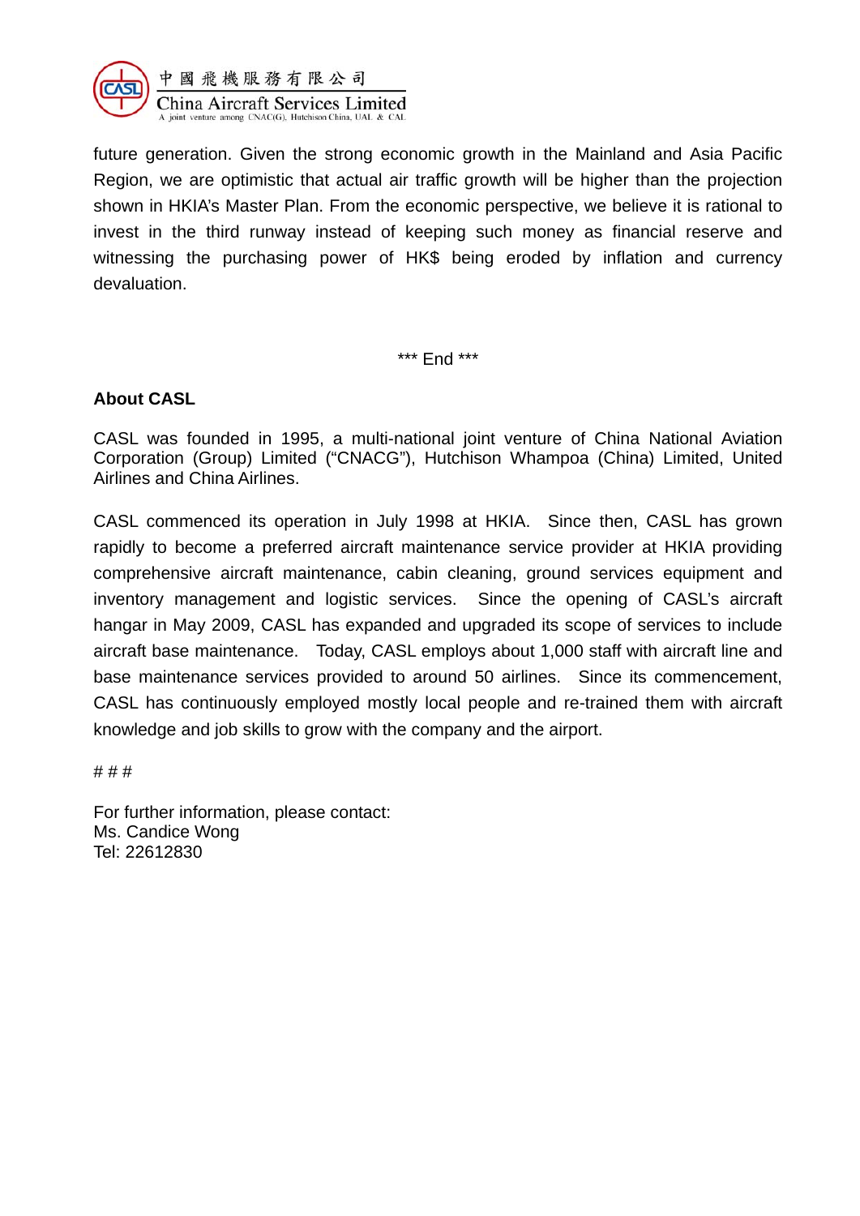future generation. Given the strong economic growth in the Mainland and Asia Pacific Region, we are optimistic that actual air traffic growth will be higher than the projection shown in HKIA's Master Plan. From the economic perspective, we believe it is rational to invest in the third runway instead of keeping such money as financial reserve and witnessing the purchasing power of HK$ being eroded by inflation and currency devaluation.

*** End ***

**About CASL**

CASL was founded in 1995, a multi-national joint venture of China National Aviation Corporation (Group) Limited ("CNACG"), Hutchison Whampoa (China) Limited, United Airlines and China Airlines.

CASL commenced its operation in July 1998 at HKIA. Since then, CASL has grown rapidly to become a preferred aircraft maintenance service provider at HKIA providing comprehensive aircraft maintenance, cabin cleaning, ground services equipment and inventory management and logistic services. Since the opening of CASL's aircraft hangar in May 2009, CASL has expanded and upgraded its scope of services to include aircraft base maintenance. Today, CASL employs about 1,000 staff with aircraft line and base maintenance services provided to around 50 airlines. Since its commencement, CASL has continuously employed mostly local people and re-trained them with aircraft knowledge and job skills to grow with the company and the airport.

# # #

For further information, please contact:
Ms. Candice Wong
Tel: 22612830